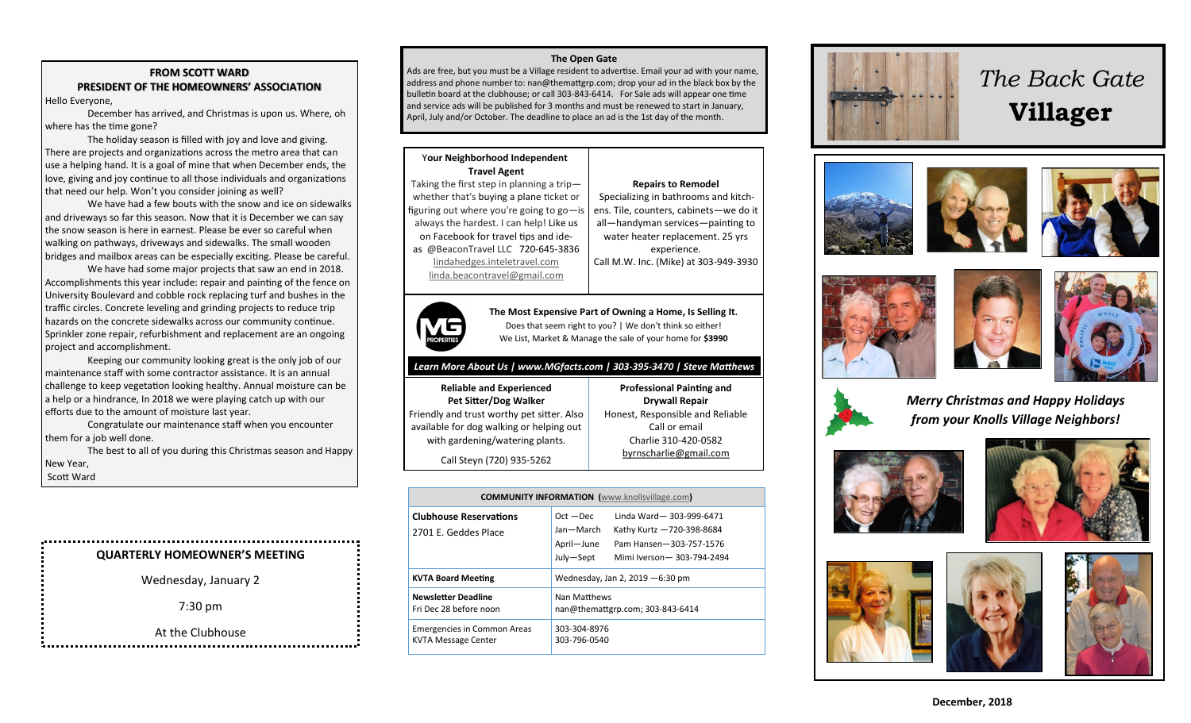## FROM SCOTT WARD
## PRESIDENT OF THE HOMEOWNERS' ASSOCIATION

Hello Everyone,

December has arrived, and Christmas is upon us. Where, oh where has the time gone?

The holiday season is filled with joy and love and giving. There are projects and organizations across the metro area that can use a helping hand. It is a goal of mine that when December ends, the love, giving and joy continue to all those individuals and organizations that need our help. Won't you consider joining as well?

We have had a few bouts with the snow and ice on sidewalks and driveways so far this season. Now that it is December we can say the snow season is here in earnest. Please be ever so careful when walking on pathways, driveways and sidewalks. The small wooden bridges and mailbox areas can be especially exciting. Please be careful.

We have had some major projects that saw an end in 2018. Accomplishments this year include: repair and painting of the fence on University Boulevard and cobble rock replacing turf and bushes in the traffic circles. Concrete leveling and grinding projects to reduce trip hazards on the concrete sidewalks across our community continue. Sprinkler zone repair, refurbishment and replacement are an ongoing project and accomplishment.

Keeping our community looking great is the only job of our maintenance staff with some contractor assistance. It is an annual challenge to keep vegetation looking healthy. Annual moisture can be a help or a hindrance, In 2018 we were playing catch up with our efforts due to the amount of moisture last year.

Congratulate our maintenance staff when you encounter them for a job well done.

The best to all of you during this Christmas season and Happy New Year,

Scott Ward

---

**QUARTERLY HOMEOWNER'S MEETING**

Wednesday, January 2

7:30 pm

At the Clubhouse

---

## The Open Gate

Ads are free, but you must be a Village resident to advertise. Email your ad with your name, address and phone number to: nan@themattgrp.com; drop your ad in the black box by the bulletin board at the clubhouse; or call 303-843-6414. For Sale ads will appear one time and service ads will be published for 3 months and must be renewed to start in January, April, July and/or October. The deadline to place an ad is the 1st day of the month.

**Your Neighborhood Independent Travel Agent**
Taking the first step in planning a trip—whether that's buying a plane ticket or figuring out where you're going to go—is always the hardest. I can help! Like us on Facebook for travel tips and ideas @BeaconTravel LLC 720-645-3836
lindahedges.inteletravel.com
linda.beacontravel@gmail.com

**Repairs to Remodel**
Specializing in bathrooms and kitchens. Tile, counters, cabinets—we do it all—handyman services—painting to water heater replacement. 25 yrs experience.
Call M.W. Inc. (Mike) at 303-949-3930

**The Most Expensive Part of Owning a Home, Is Selling It.**
Does that seem right to you? | We don't think so either!
We List, Market & Manage the sale of your home for **$3990**

*Learn More About Us | www.MGfacts.com | 303-395-3470 | Steve Matthews*

**Reliable and Experienced Pet Sitter/Dog Walker**
Friendly and trust worthy pet sitter. Also available for dog walking or helping out with gardening/watering plants.
Call Steyn (720) 935-5262

**Professional Painting and Drywall Repair**
Honest, Responsible and Reliable
Call or email
Charlie 310-420-0582
byrnscharlie@gmail.com

| **COMMUNITY INFORMATION** (www.knollsvillage.com) | |
|---|---|
| **Clubhouse Reservations** 2701 E. Geddes Place | Oct —Dec Linda Ward— 303-999-6471<br>Jan—March Kathy Kurtz —720-398-8684<br>April—June Pam Hansen—303-757-1576<br>July—Sept Mimi Iverson— 303-794-2494 |
| **KVTA Board Meeting** | Wednesday, Jan 2, 2019 —6:30 pm |
| **Newsletter Deadline** Fri Dec 28 before noon | Nan Matthews nan@themattgrp.com; 303-843-6414 |
| Emergencies in Common Areas KVTA Message Center | 303-304-8976 303-796-0540 |

---

# *The Back Gate* **Villager**

***Merry Christmas and Happy Holidays from your Knolls Village Neighbors!***

December, 2018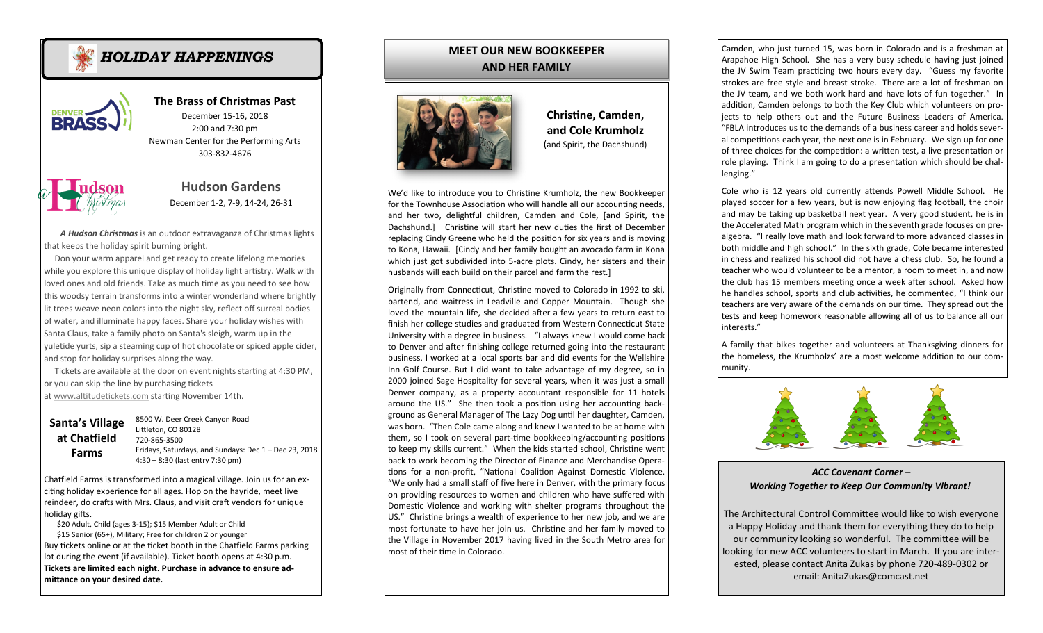# HOLIDAY HAPPENINGS

## The Brass of Christmas Past

December 15-16, 2018
2:00 and 7:30 pm
Newman Center for the Performing Arts
303-832-4676

## Hudson Gardens

December 1-2, 7-9, 14-24, 26-31

*A Hudson Christmas* is an outdoor extravaganza of Christmas lights that keeps the holiday spirit burning bright.

Don your warm apparel and get ready to create lifelong memories while you explore this unique display of holiday light artistry. Walk with loved ones and old friends. Take as much time as you need to see how this woodsy terrain transforms into a winter wonderland where brightly lit trees weave neon colors into the night sky, reflect off surreal bodies of water, and illuminate happy faces. Share your holiday wishes with Santa Claus, take a family photo on Santa's sleigh, warm up in the yuletide yurts, sip a steaming cup of hot chocolate or spiced apple cider, and stop for holiday surprises along the way.

Tickets are available at the door on event nights starting at 4:30 PM, or you can skip the line by purchasing tickets at www.altitudetickets.com starting November 14th.

## Santa's Village at Chatfield Farms

8500 W. Deer Creek Canyon Road
Littleton, CO 80128
720-865-3500
Fridays, Saturdays, and Sundays: Dec 1 – Dec 23, 2018
4:30 – 8:30 (last entry 7:30 pm)

Chatfield Farms is transformed into a magical village. Join us for an exciting holiday experience for all ages. Hop on the hayride, meet live reindeer, do crafts with Mrs. Claus, and visit craft vendors for unique holiday gifts.

$20 Adult, Child (ages 3-15); $15 Member Adult or Child
$15 Senior (65+), Military; Free for children 2 or younger

Buy tickets online or at the ticket booth in the Chatfield Farms parking lot during the event (if available). Ticket booth opens at 4:30 p.m. **Tickets are limited each night. Purchase in advance to ensure admittance on your desired date.**

# MEET OUR NEW BOOKKEEPER AND HER FAMILY

**Christine, Camden, and Cole Krumholz**
(and Spirit, the Dachshund)

We'd like to introduce you to Christine Krumholz, the new Bookkeeper for the Townhouse Association who will handle all our accounting needs, and her two, delightful children, Camden and Cole, [and Spirit, the Dachshund.] Christine will start her new duties the first of December replacing Cindy Greene who held the position for six years and is moving to Kona, Hawaii. [Cindy and her family bought an avocado farm in Kona which just got subdivided into 5-acre plots. Cindy, her sisters and their husbands will each build on their parcel and farm the rest.]

Originally from Connecticut, Christine moved to Colorado in 1992 to ski, bartend, and waitress in Leadville and Copper Mountain. Though she loved the mountain life, she decided after a few years to return east to finish her college studies and graduated from Western Connecticut State University with a degree in business. "I always knew I would come back to Denver and after finishing college returned going into the restaurant business. I worked at a local sports bar and did events for the Wellshire Inn Golf Course. But I did want to take advantage of my degree, so in 2000 joined Sage Hospitality for several years, when it was just a small Denver company, as a property accountant responsible for 11 hotels around the US." She then took a position using her accounting background as General Manager of The Lazy Dog until her daughter, Camden, was born. "Then Cole came along and knew I wanted to be at home with them, so I took on several part-time bookkeeping/accounting positions to keep my skills current." When the kids started school, Christine went back to work becoming the Director of Finance and Merchandise Operations for a non-profit, "National Coalition Against Domestic Violence. "We only had a small staff of five here in Denver, with the primary focus on providing resources to women and children who have suffered with Domestic Violence and working with shelter programs throughout the US." Christine brings a wealth of experience to her new job, and we are most fortunate to have her join us. Christine and her family moved to the Village in November 2017 having lived in the South Metro area for most of their time in Colorado.

Camden, who just turned 15, was born in Colorado and is a freshman at Arapahoe High School. She has a very busy schedule having just joined the JV Swim Team practicing two hours every day. "Guess my favorite strokes are free style and breast stroke. There are a lot of freshman on the JV team, and we both work hard and have lots of fun together." In addition, Camden belongs to both the Key Club which volunteers on projects to help others out and the Future Business Leaders of America. "FBLA introduces us to the demands of a business career and holds several competitions each year, the next one is in February. We sign up for one of three choices for the competition: a written test, a live presentation or role playing. Think I am going to do a presentation which should be challenging."

Cole who is 12 years old currently attends Powell Middle School. He played soccer for a few years, but is now enjoying flag football, the choir and may be taking up basketball next year. A very good student, he is in the Accelerated Math program which in the seventh grade focuses on pre-algebra. "I really love math and look forward to more advanced classes in both middle and high school." In the sixth grade, Cole became interested in chess and realized his school did not have a chess club. So, he found a teacher who would volunteer to be a mentor, a room to meet in, and now the club has 15 members meeting once a week after school. Asked how he handles school, sports and club activities, he commented, "I think our teachers are very aware of the demands on our time. They spread out the tests and keep homework reasonable allowing all of us to balance all our interests."

A family that bikes together and volunteers at Thanksgiving dinners for the homeless, the Krumholzs' are a most welcome addition to our community.

## *ACC Covenant Corner – Working Together to Keep Our Community Vibrant!*

The Architectural Control Committee would like to wish everyone a Happy Holiday and thank them for everything they do to help our community looking so wonderful. The committee will be looking for new ACC volunteers to start in March. If you are interested, please contact Anita Zukas by phone 720-489-0302 or email: AnitaZukas@comcast.net